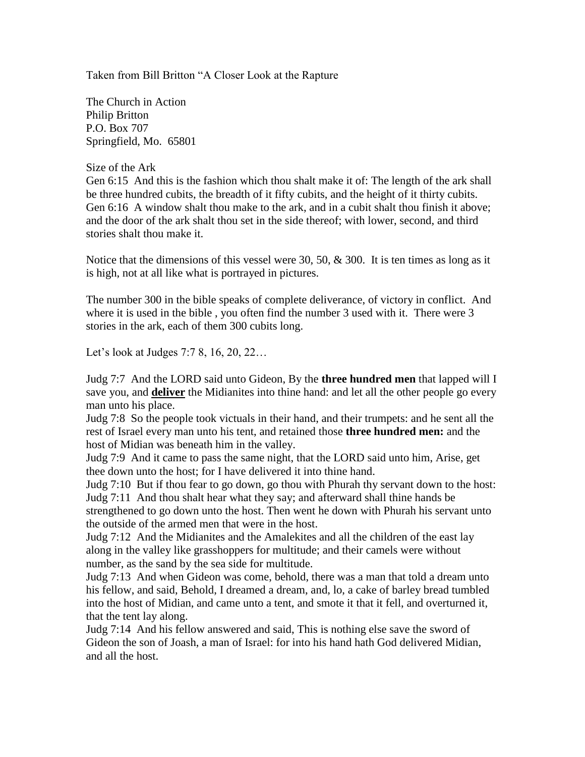Taken from Bill Britton "A Closer Look at the Rapture

The Church in Action
Philip Britton
P.O. Box 707
Springfield, Mo. 65801

Size of the Ark
Gen 6:15 And this is the fashion which thou shalt make it of: The length of the ark shall be three hundred cubits, the breadth of it fifty cubits, and the height of it thirty cubits.
Gen 6:16 A window shalt thou make to the ark, and in a cubit shalt thou finish it above; and the door of the ark shalt thou set in the side thereof; with lower, second, and third stories shalt thou make it.

Notice that the dimensions of this vessel were 30, 50, & 300. It is ten times as long as it is high, not at all like what is portrayed in pictures.

The number 300 in the bible speaks of complete deliverance, of victory in conflict. And where it is used in the bible , you often find the number 3 used with it. There were 3 stories in the ark, each of them 300 cubits long.

Let's look at Judges 7:7 8, 16, 20, 22…

Judg 7:7 And the LORD said unto Gideon, By the **three hundred men** that lapped will I save you, and <u>**deliver**</u> the Midianites into thine hand: and let all the other people go every man unto his place.
Judg 7:8 So the people took victuals in their hand, and their trumpets: and he sent all the rest of Israel every man unto his tent, and retained those **three hundred men:** and the host of Midian was beneath him in the valley.
Judg 7:9 And it came to pass the same night, that the LORD said unto him, Arise, get thee down unto the host; for I have delivered it into thine hand.
Judg 7:10 But if thou fear to go down, go thou with Phurah thy servant down to the host:
Judg 7:11 And thou shalt hear what they say; and afterward shall thine hands be strengthened to go down unto the host. Then went he down with Phurah his servant unto the outside of the armed men that were in the host.
Judg 7:12 And the Midianites and the Amalekites and all the children of the east lay along in the valley like grasshoppers for multitude; and their camels were without number, as the sand by the sea side for multitude.
Judg 7:13 And when Gideon was come, behold, there was a man that told a dream unto his fellow, and said, Behold, I dreamed a dream, and, lo, a cake of barley bread tumbled into the host of Midian, and came unto a tent, and smote it that it fell, and overturned it, that the tent lay along.
Judg 7:14 And his fellow answered and said, This is nothing else save the sword of Gideon the son of Joash, a man of Israel: for into his hand hath God delivered Midian, and all the host.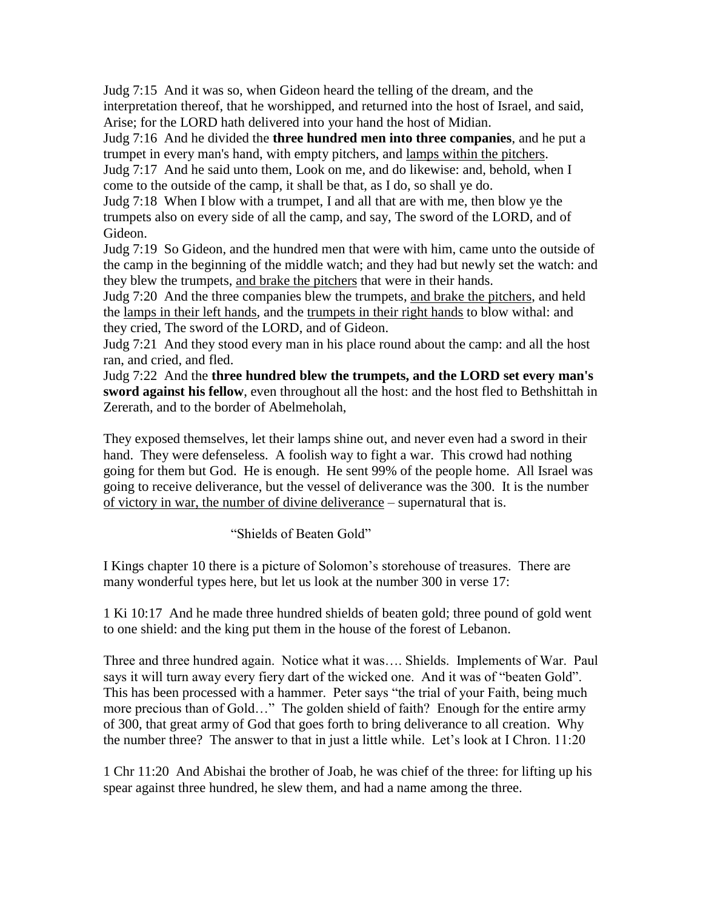Judg 7:15 And it was so, when Gideon heard the telling of the dream, and the interpretation thereof, that he worshipped, and returned into the host of Israel, and said, Arise; for the LORD hath delivered into your hand the host of Midian.
Judg 7:16 And he divided the **three hundred men into three companies**, and he put a trumpet in every man's hand, with empty pitchers, and <u>lamps within the pitchers</u>.
Judg 7:17 And he said unto them, Look on me, and do likewise: and, behold, when I come to the outside of the camp, it shall be that, as I do, so shall ye do.
Judg 7:18 When I blow with a trumpet, I and all that are with me, then blow ye the trumpets also on every side of all the camp, and say, The sword of the LORD, and of Gideon.
Judg 7:19 So Gideon, and the hundred men that were with him, came unto the outside of the camp in the beginning of the middle watch; and they had but newly set the watch: and they blew the trumpets, <u>and brake the pitchers</u> that were in their hands.
Judg 7:20 And the three companies blew the trumpets, <u>and brake the pitchers</u>, and held the <u>lamps in their left hands</u>, and the <u>trumpets in their right hands</u> to blow withal: and they cried, The sword of the LORD, and of Gideon.
Judg 7:21 And they stood every man in his place round about the camp: and all the host ran, and cried, and fled.
Judg 7:22 And the **three hundred blew the trumpets, and the LORD set every man's sword against his fellow**, even throughout all the host: and the host fled to Bethshittah in Zererath, and to the border of Abelmeholah,

They exposed themselves, let their lamps shine out, and never even had a sword in their hand. They were defenseless. A foolish way to fight a war. This crowd had nothing going for them but God. He is enough. He sent 99% of the people home. All Israel was going to receive deliverance, but the vessel of deliverance was the 300. It is the number <u>of victory in war, the number of divine deliverance</u> – supernatural that is.

"Shields of Beaten Gold"

I Kings chapter 10 there is a picture of Solomon's storehouse of treasures. There are many wonderful types here, but let us look at the number 300 in verse 17:

1 Ki 10:17 And he made three hundred shields of beaten gold; three pound of gold went to one shield: and the king put them in the house of the forest of Lebanon.

Three and three hundred again. Notice what it was…. Shields. Implements of War. Paul says it will turn away every fiery dart of the wicked one. And it was of "beaten Gold". This has been processed with a hammer. Peter says "the trial of your Faith, being much more precious than of Gold…" The golden shield of faith? Enough for the entire army of 300, that great army of God that goes forth to bring deliverance to all creation. Why the number three? The answer to that in just a little while. Let's look at I Chron. 11:20

1 Chr 11:20 And Abishai the brother of Joab, he was chief of the three: for lifting up his spear against three hundred, he slew them, and had a name among the three.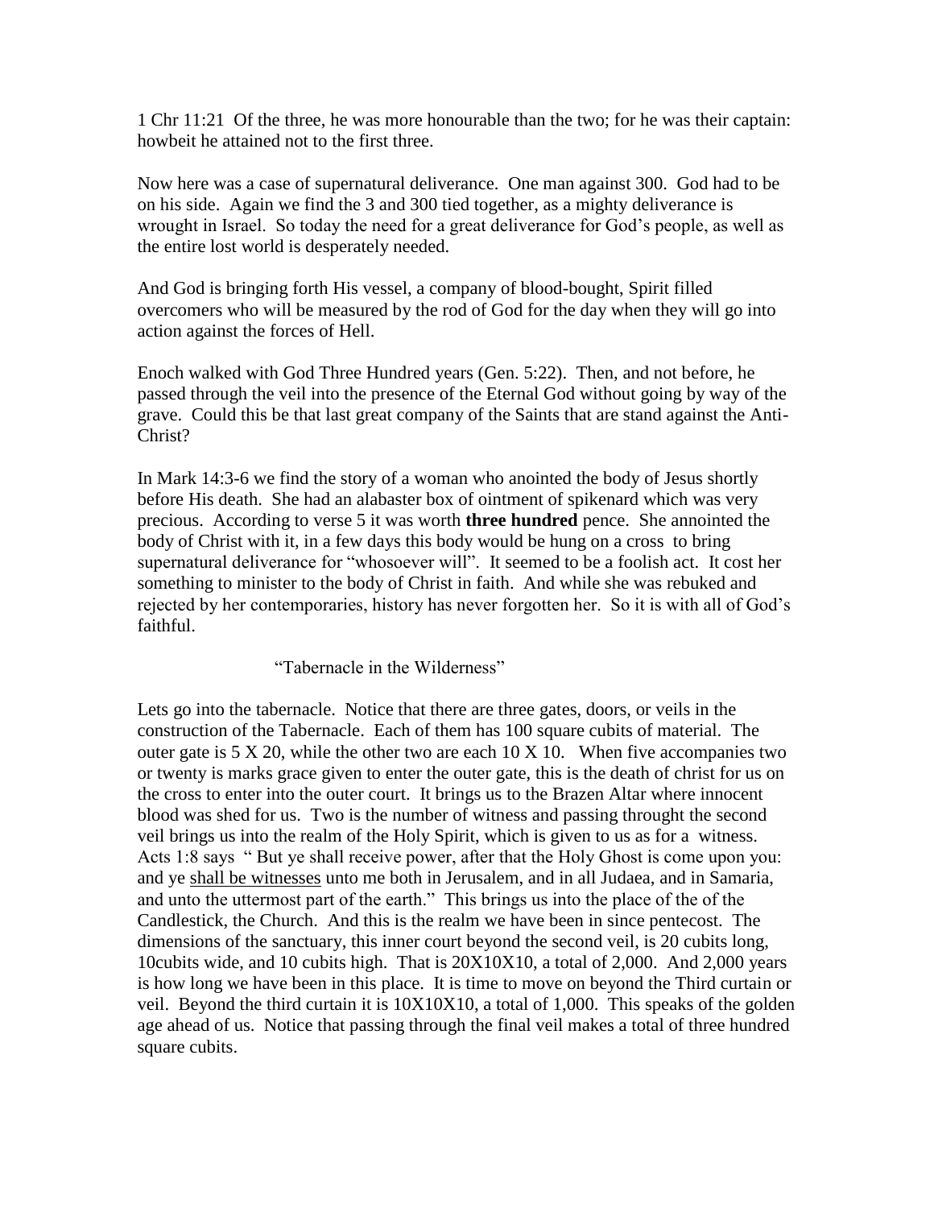1 Chr 11:21 Of the three, he was more honourable than the two; for he was their captain: howbeit he attained not to the first three.

Now here was a case of supernatural deliverance. One man against 300. God had to be on his side. Again we find the 3 and 300 tied together, as a mighty deliverance is wrought in Israel. So today the need for a great deliverance for God's people, as well as the entire lost world is desperately needed.

And God is bringing forth His vessel, a company of blood-bought, Spirit filled overcomers who will be measured by the rod of God for the day when they will go into action against the forces of Hell.

Enoch walked with God Three Hundred years (Gen. 5:22). Then, and not before, he passed through the veil into the presence of the Eternal God without going by way of the grave. Could this be that last great company of the Saints that are stand against the Anti-Christ?

In Mark 14:3-6 we find the story of a woman who anointed the body of Jesus shortly before His death. She had an alabaster box of ointment of spikenard which was very precious. According to verse 5 it was worth **three hundred** pence. She annointed the body of Christ with it, in a few days this body would be hung on a cross to bring supernatural deliverance for "whosoever will". It seemed to be a foolish act. It cost her something to minister to the body of Christ in faith. And while she was rebuked and rejected by her contemporaries, history has never forgotten her. So it is with all of God's faithful.

"Tabernacle in the Wilderness"

Lets go into the tabernacle. Notice that there are three gates, doors, or veils in the construction of the Tabernacle. Each of them has 100 square cubits of material. The outer gate is 5 X 20, while the other two are each 10 X 10. When five accompanies two or twenty is marks grace given to enter the outer gate, this is the death of christ for us on the cross to enter into the outer court. It brings us to the Brazen Altar where innocent blood was shed for us. Two is the number of witness and passing throught the second veil brings us into the realm of the Holy Spirit, which is given to us as for a witness. Acts 1:8 says " But ye shall receive power, after that the Holy Ghost is come upon you: and ye <u>shall be witnesses</u> unto me both in Jerusalem, and in all Judaea, and in Samaria, and unto the uttermost part of the earth." This brings us into the place of the of the Candlestick, the Church. And this is the realm we have been in since pentecost. The dimensions of the sanctuary, this inner court beyond the second veil, is 20 cubits long, 10cubits wide, and 10 cubits high. That is 20X10X10, a total of 2,000. And 2,000 years is how long we have been in this place. It is time to move on beyond the Third curtain or veil. Beyond the third curtain it is 10X10X10, a total of 1,000. This speaks of the golden age ahead of us. Notice that passing through the final veil makes a total of three hundred square cubits.